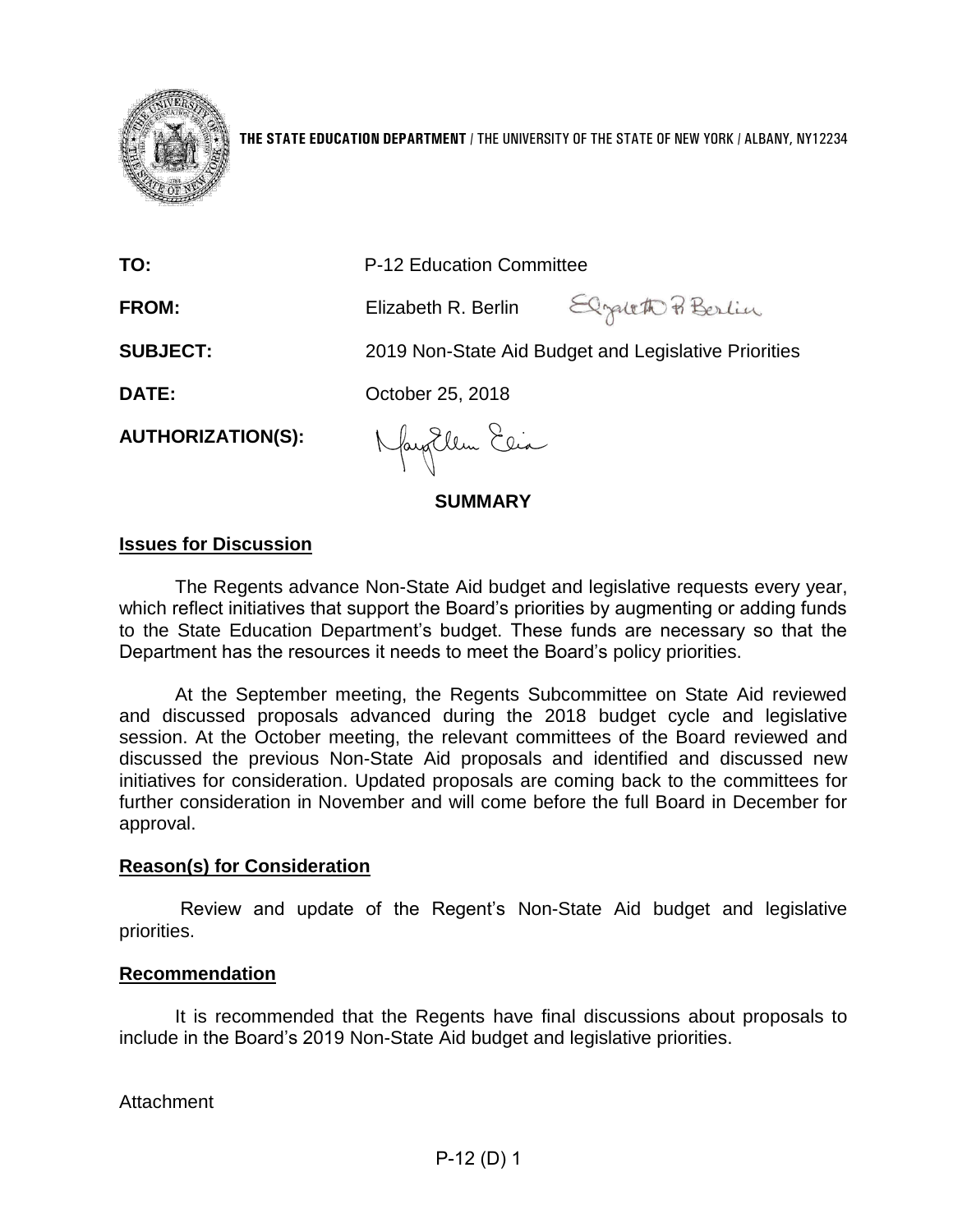**THE STATE EDUCATION DEPARTMENT** / THE UNIVERSITY OF THE STATE OF NEW YORK / ALBANY, NY12234

**TO:** P-12 Education Committee

**FROM:** Elizabeth R. Berlin

**SUBJECT:** 2019 Non-State Aid Budget and Legislative Priorities

**DATE:** October 25, 2018

**AUTHORIZATION(S):**

## SUMMARY

### Issues for Discussion

The Regents advance Non-State Aid budget and legislative requests every year, which reflect initiatives that support the Board's priorities by augmenting or adding funds to the State Education Department's budget. These funds are necessary so that the Department has the resources it needs to meet the Board's policy priorities.

At the September meeting, the Regents Subcommittee on State Aid reviewed and discussed proposals advanced during the 2018 budget cycle and legislative session. At the October meeting, the relevant committees of the Board reviewed and discussed the previous Non-State Aid proposals and identified and discussed new initiatives for consideration. Updated proposals are coming back to the committees for further consideration in November and will come before the full Board in December for approval.

### Reason(s) for Consideration

Review and update of the Regent's Non-State Aid budget and legislative priorities.

### Recommendation

It is recommended that the Regents have final discussions about proposals to include in the Board's 2019 Non-State Aid budget and legislative priorities.

Attachment

P-12 (D) 1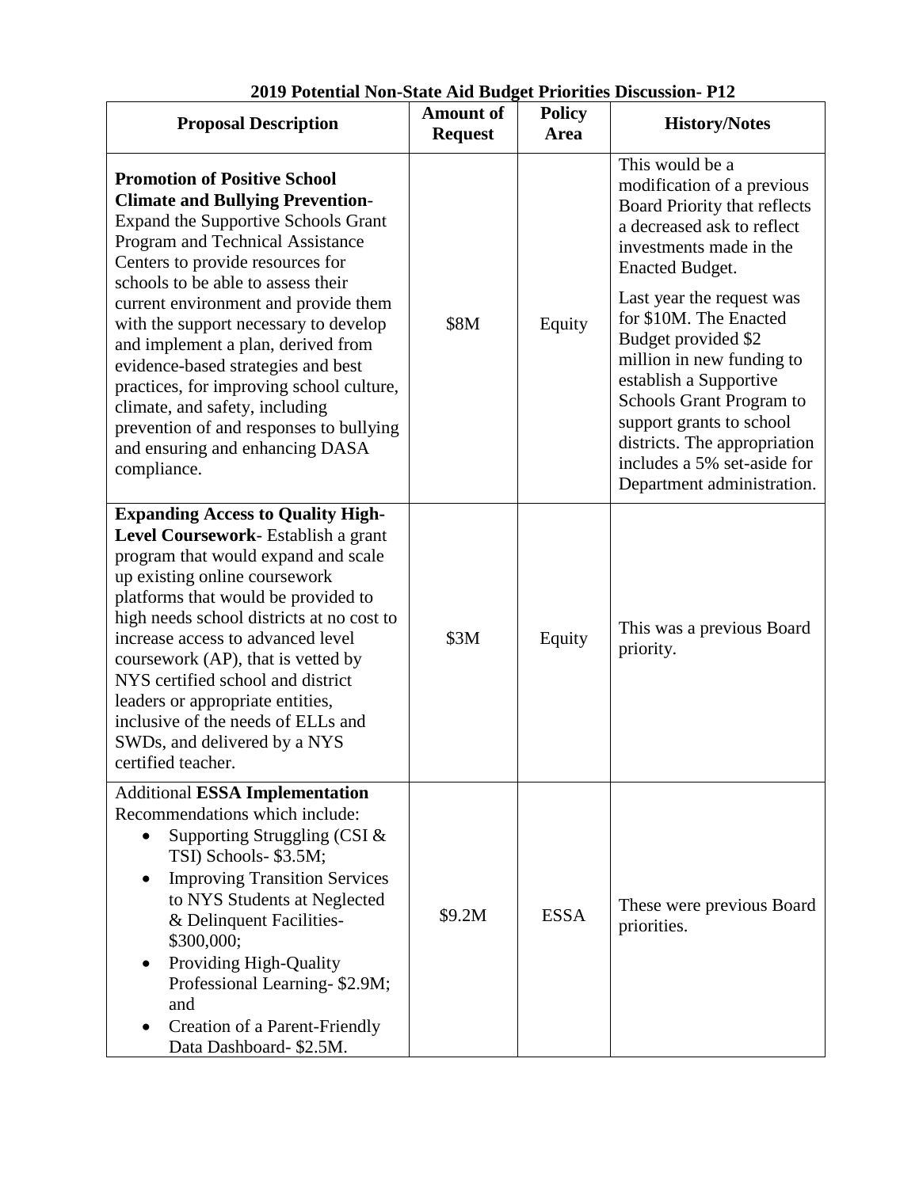**2019 Potential Non-State Aid Budget Priorities Discussion- P12**

| Proposal Description | Amount of Request | Policy Area | History/Notes |
|---|---|---|---|
| **Promotion of Positive School Climate and Bullying Prevention**- Expand the Supportive Schools Grant Program and Technical Assistance Centers to provide resources for schools to be able to assess their current environment and provide them with the support necessary to develop and implement a plan, derived from evidence-based strategies and best practices, for improving school culture, climate, and safety, including prevention of and responses to bullying and ensuring and enhancing DASA compliance. | \$8M | Equity | This would be a modification of a previous Board Priority that reflects a decreased ask to reflect investments made in the Enacted Budget.<br><br>Last year the request was for \$10M. The Enacted Budget provided \$2 million in new funding to establish a Supportive Schools Grant Program to support grants to school districts. The appropriation includes a 5% set-aside for Department administration. |
| **Expanding Access to Quality High-Level Coursework**- Establish a grant program that would expand and scale up existing online coursework platforms that would be provided to high needs school districts at no cost to increase access to advanced level coursework (AP), that is vetted by NYS certified school and district leaders or appropriate entities, inclusive of the needs of ELLs and SWDs, and delivered by a NYS certified teacher. | \$3M | Equity | This was a previous Board priority. |
| Additional **ESSA Implementation** Recommendations which include:<br>• Supporting Struggling (CSI & TSI) Schools- \$3.5M;<br>• Improving Transition Services to NYS Students at Neglected & Delinquent Facilities- \$300,000;<br>• Providing High-Quality Professional Learning- \$2.9M; and<br>• Creation of a Parent-Friendly Data Dashboard- \$2.5M. | \$9.2M | ESSA | These were previous Board priorities. |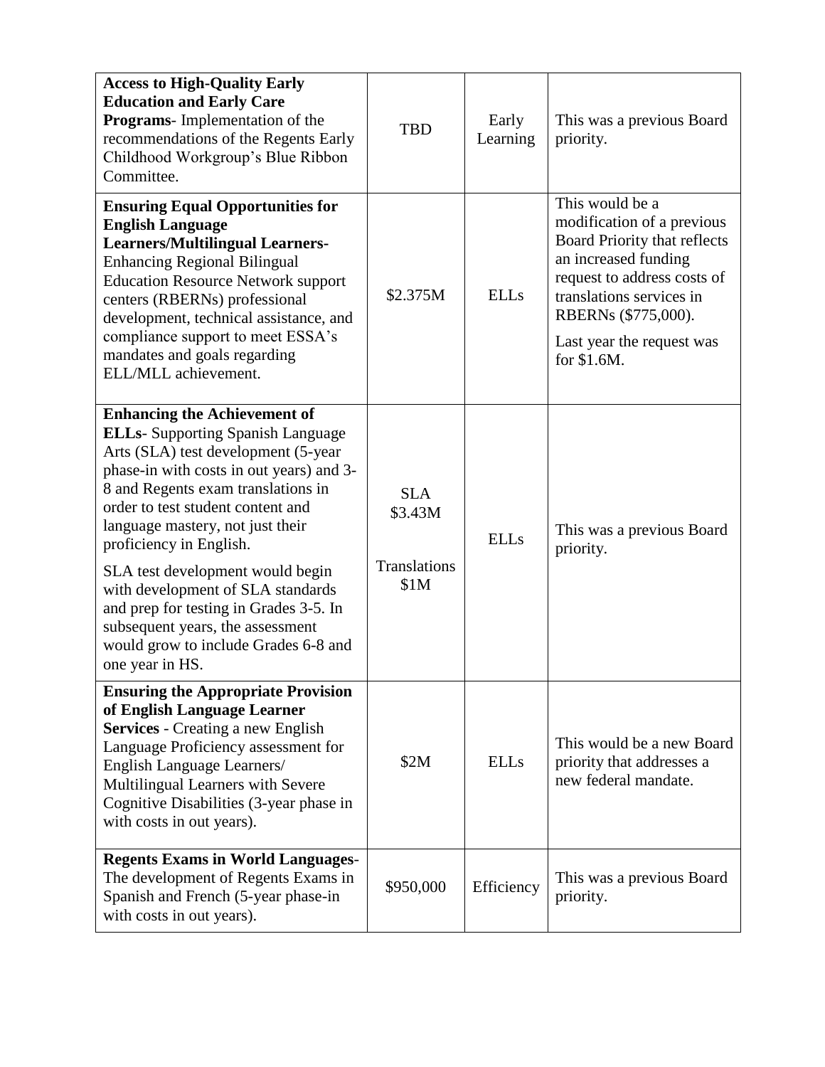| | | | |
|---|---|---|---|
| **Access to High-Quality Early Education and Early Care Programs**- Implementation of the recommendations of the Regents Early Childhood Workgroup's Blue Ribbon Committee. | TBD | Early Learning | This was a previous Board priority. |
| **Ensuring Equal Opportunities for English Language Learners/Multilingual Learners**- Enhancing Regional Bilingual Education Resource Network support centers (RBERNs) professional development, technical assistance, and compliance support to meet ESSA's mandates and goals regarding ELL/MLL achievement. | \$2.375M | ELLs | This would be a modification of a previous Board Priority that reflects an increased funding request to address costs of translations services in RBERNs (\$775,000).<br><br>Last year the request was for \$1.6M. |
| **Enhancing the Achievement of ELLs**- Supporting Spanish Language Arts (SLA) test development (5-year phase-in with costs in out years) and 3-8 and Regents exam translations in order to test student content and language mastery, not just their proficiency in English.<br><br>SLA test development would begin with development of SLA standards and prep for testing in Grades 3-5. In subsequent years, the assessment would grow to include Grades 6-8 and one year in HS. | SLA \$3.43M<br><br>Translations \$1M | ELLs | This was a previous Board priority. |
| **Ensuring the Appropriate Provision of English Language Learner Services** - Creating a new English Language Proficiency assessment for English Language Learners/ Multilingual Learners with Severe Cognitive Disabilities (3-year phase in with costs in out years). | \$2M | ELLs | This would be a new Board priority that addresses a new federal mandate. |
| **Regents Exams in World Languages**- The development of Regents Exams in Spanish and French (5-year phase-in with costs in out years). | \$950,000 | Efficiency | This was a previous Board priority. |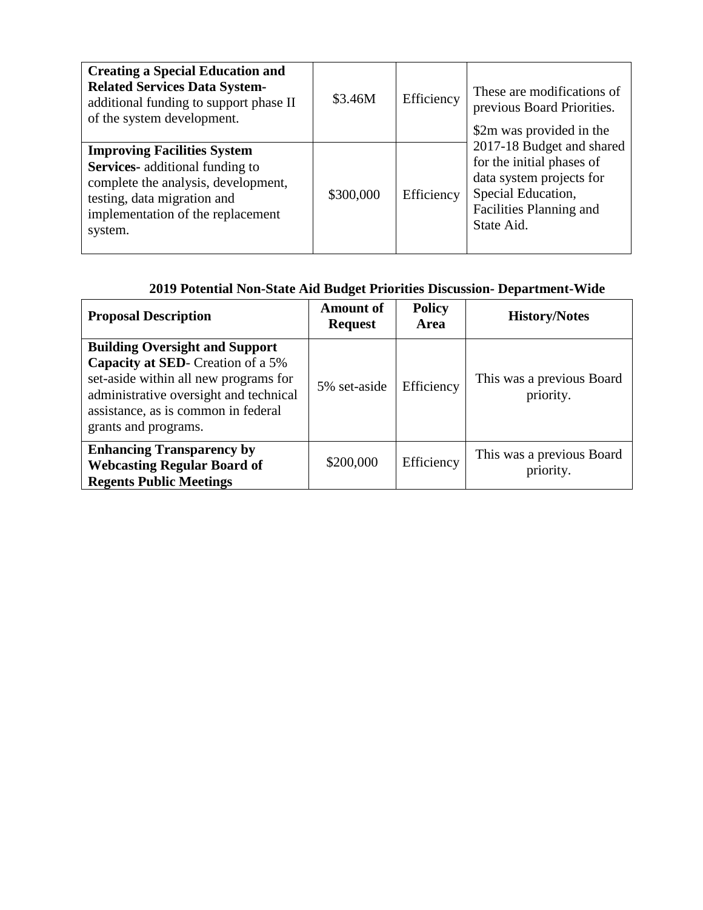| | | | |
|---|---|---|---|
| **Creating a Special Education and Related Services Data System-** additional funding to support phase II of the system development. | $3.46M | Efficiency | These are modifications of previous Board Priorities.<br><br>$2m was provided in the 2017-18 Budget and shared for the initial phases of data system projects for Special Education, Facilities Planning and State Aid. |
| **Improving Facilities System Services-** additional funding to complete the analysis, development, testing, data migration and implementation of the replacement system. | $300,000 | Efficiency | |

**2019 Potential Non-State Aid Budget Priorities Discussion- Department-Wide**

| Proposal Description | Amount of Request | Policy Area | History/Notes |
|---|---|---|---|
| **Building Oversight and Support Capacity at SED**- Creation of a 5% set-aside within all new programs for administrative oversight and technical assistance, as is common in federal grants and programs. | 5% set-aside | Efficiency | This was a previous Board priority. |
| **Enhancing Transparency by Webcasting Regular Board of Regents Public Meetings** | $200,000 | Efficiency | This was a previous Board priority. |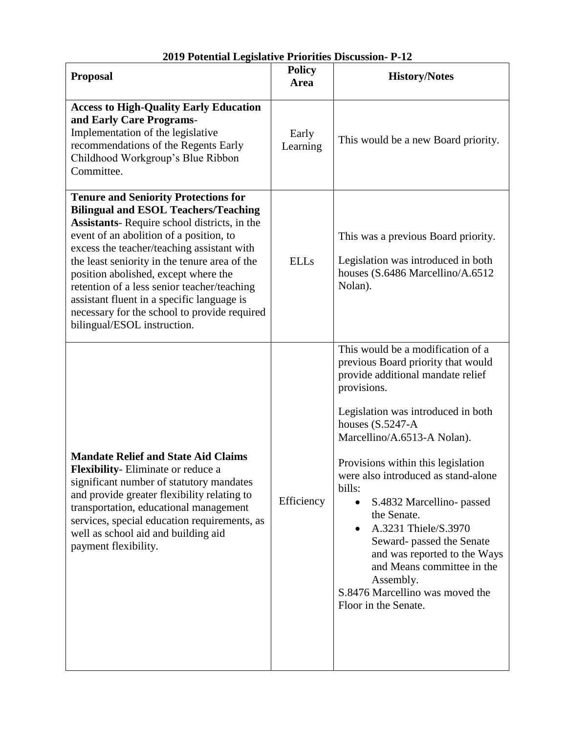**2019 Potential Legislative Priorities Discussion- P-12**

| Proposal | Policy Area | History/Notes |
| --- | --- | --- |
| **Access to High-Quality Early Education and Early Care Programs**- Implementation of the legislative recommendations of the Regents Early Childhood Workgroup's Blue Ribbon Committee. | Early Learning | This would be a new Board priority. |
| **Tenure and Seniority Protections for Bilingual and ESOL Teachers/Teaching Assistants**- Require school districts, in the event of an abolition of a position, to excess the teacher/teaching assistant with the least seniority in the tenure area of the position abolished, except where the retention of a less senior teacher/teaching assistant fluent in a specific language is necessary for the school to provide required bilingual/ESOL instruction. | ELLs | This was a previous Board priority.<br><br>Legislation was introduced in both houses (S.6486 Marcellino/A.6512 Nolan). |
| **Mandate Relief and State Aid Claims Flexibility**- Eliminate or reduce a significant number of statutory mandates and provide greater flexibility relating to transportation, educational management services, special education requirements, as well as school aid and building aid payment flexibility. | Efficiency | This would be a modification of a previous Board priority that would provide additional mandate relief provisions.<br><br>Legislation was introduced in both houses (S.5247-A Marcellino/A.6513-A Nolan).<br><br>Provisions within this legislation were also introduced as stand-alone bills:<br>• S.4832 Marcellino- passed the Senate.<br>• A.3231 Thiele/S.3970 Seward- passed the Senate and was reported to the Ways and Means committee in the Assembly.<br>S.8476 Marcellino was moved the Floor in the Senate. |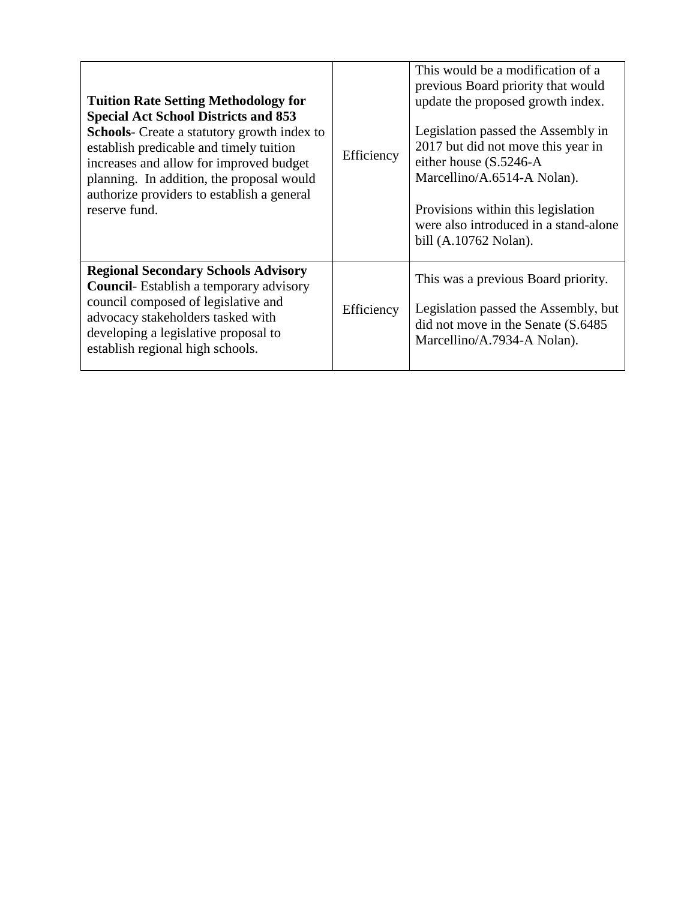| | | |
|---|---|---|
| **Tuition Rate Setting Methodology for Special Act School Districts and 853 Schools**- Create a statutory growth index to establish predicable and timely tuition increases and allow for improved budget planning. In addition, the proposal would authorize providers to establish a general reserve fund. | Efficiency | This would be a modification of a previous Board priority that would update the proposed growth index.<br><br>Legislation passed the Assembly in 2017 but did not move this year in either house (S.5246-A Marcellino/A.6514-A Nolan).<br><br>Provisions within this legislation were also introduced in a stand-alone bill (A.10762 Nolan). |
| **Regional Secondary Schools Advisory Council**- Establish a temporary advisory council composed of legislative and advocacy stakeholders tasked with developing a legislative proposal to establish regional high schools. | Efficiency | This was a previous Board priority.<br><br>Legislation passed the Assembly, but did not move in the Senate (S.6485 Marcellino/A.7934-A Nolan). |